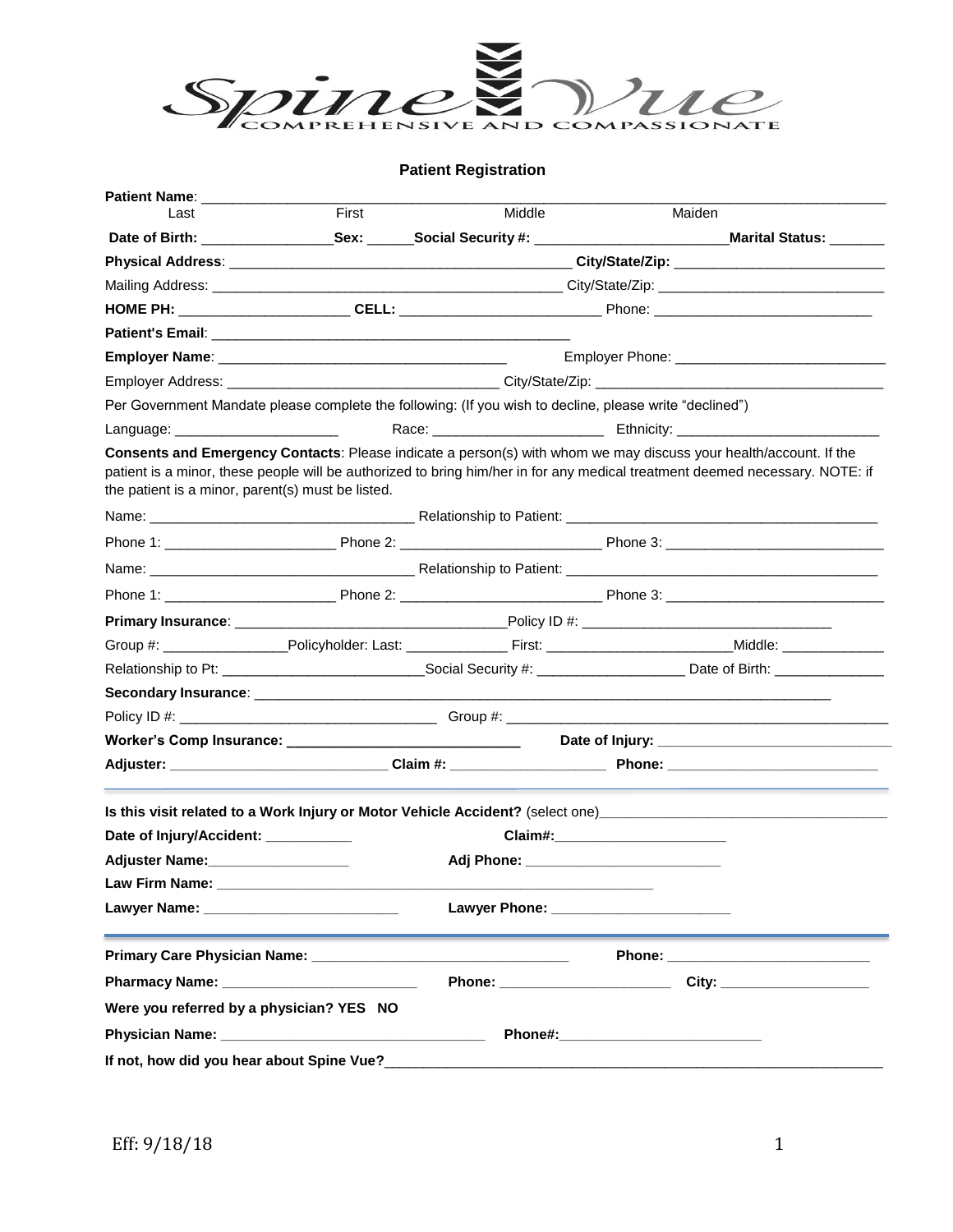Spine Vue
COMPREHENSIVE AND COMPASSIONATE

## Patient Registration

**Patient Name**: ______________________________________________________________
Last | First | Middle | Maiden

**Date of Birth:** _______________ **Sex:** _____ **Social Security #:** ______________________ **Marital Status:** _______

**Physical Address**: ________________________________________ **City/State/Zip:** ________________________

Mailing Address: ________________________________________ City/State/Zip: ________________________

**HOME PH:** ____________________ **CELL:** ______________________ Phone: __________________________

**Patient's Email**: ________________________________________

**Employer Name**: __________________________________ Employer Phone: __________________________

Employer Address: ________________________________ City/State/Zip: __________________________________

Per Government Mandate please complete the following: (If you wish to decline, please write "declined")

Language: ____________________ Race: ______________________ Ethnicity: ________________________

**Consents and Emergency Contacts**: Please indicate a person(s) with whom we may discuss your health/account. If the patient is a minor, these people will be authorized to bring him/her in for any medical treatment deemed necessary. NOTE: if the patient is a minor, parent(s) must be listed.

Name: ________________________________ Relationship to Patient: ______________________________________

Phone 1: ____________________ Phone 2: ______________________ Phone 3: __________________________

Name: ________________________________ Relationship to Patient: ______________________________________

Phone 1: ____________________ Phone 2: ______________________ Phone 3: __________________________

**Primary Insurance**: __________________________________ Policy ID #: ______________________________

Group #: _______________ Policyholder: Last: _____________ First: ______________________ Middle: _____________

Relationship to Pt: ________________________ Social Security #: __________________ Date of Birth: ______________

**Secondary Insurance**: ________________________________________________________________________

Policy ID #: ________________________________ Group #: ______________________________________________

**Worker's Comp Insurance:** ____________________________ **Date of Injury:** ____________________________

**Adjuster:** __________________________ **Claim #:** ____________________ **Phone:** __________________________

---

**Is this visit related to a Work Injury or Motor Vehicle Accident?** (select one) ____________________________________

**Date of Injury/Accident:** ___________ **Claim#:** ______________________

**Adjuster Name:** _________________ **Adj Phone:** ________________________

**Law Firm Name:** ____________________________________________________________

**Lawyer Name:** ________________________ **Lawyer Phone:** ______________________

---

**Primary Care Physician Name:** ________________________________ **Phone:** ________________________

**Pharmacy Name:** ________________________ **Phone:** ______________________ **City:** ___________________

**Were you referred by a physician? YES NO**

**Physician Name:** ________________________________ **Phone#:** ________________________

**If not, how did you hear about Spine Vue?** ______________________________________________________________

Eff: 9/18/18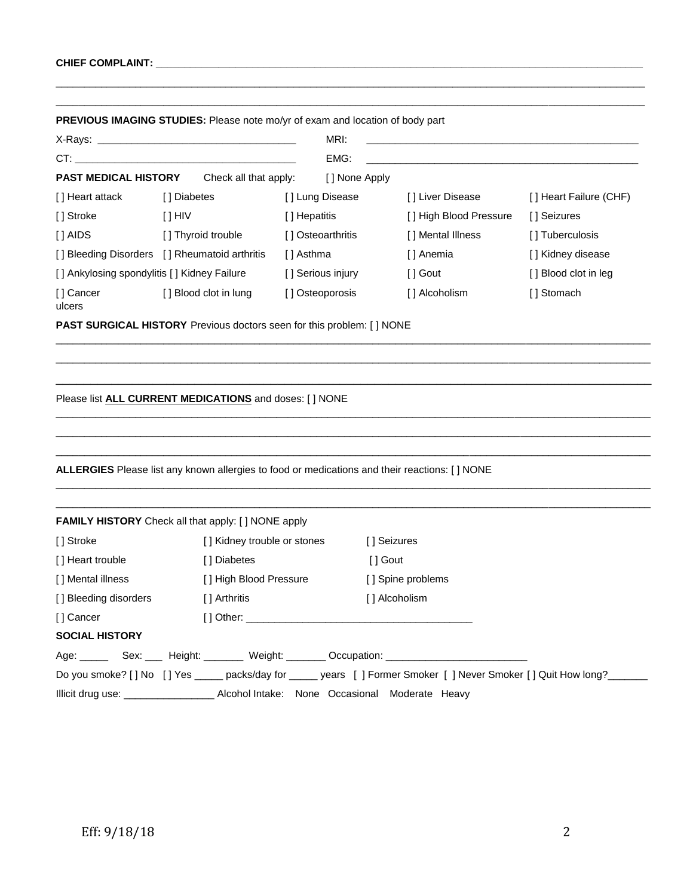**CHIEF COMPLAINT:** ______________________________________________________________________________

______________________________________________________________________________

______________________________________________________________________________

**PREVIOUS IMAGING STUDIES:** Please note mo/yr of exam and location of body part

X-Rays: ______________________________ MRI: ______________________________

CT: ______________________________ EMG: ______________________________

**PAST MEDICAL HISTORY** Check all that apply: [ ] None Apply

| | | | | |
|---|---|---|---|---|
| [ ] Heart attack | [ ] Diabetes | [ ] Lung Disease | [ ] Liver Disease | [ ] Heart Failure (CHF) |
| [ ] Stroke | [ ] HIV | [ ] Hepatitis | [ ] High Blood Pressure | [ ] Seizures |
| [ ] AIDS | [ ] Thyroid trouble | [ ] Osteoarthritis | [ ] Mental Illness | [ ] Tuberculosis |
| [ ] Bleeding Disorders | [ ] Rheumatoid arthritis | [ ] Asthma | [ ] Anemia | [ ] Kidney disease |
| [ ] Ankylosing spondylitis | [ ] Kidney Failure | [ ] Serious injury | [ ] Gout | [ ] Blood clot in leg |
| [ ] Cancer | [ ] Blood clot in lung | [ ] Osteoporosis | [ ] Alcoholism | [ ] Stomach ulcers |

**PAST SURGICAL HISTORY** Previous doctors seen for this problem: [ ] NONE

______________________________________________________________________________

______________________________________________________________________________

______________________________________________________________________________

Please list **ALL CURRENT MEDICATIONS** and doses: [ ] NONE

______________________________________________________________________________

______________________________________________________________________________

______________________________________________________________________________

**ALLERGIES** Please list any known allergies to food or medications and their reactions: [ ] NONE

______________________________________________________________________________

______________________________________________________________________________

**FAMILY HISTORY** Check all that apply: [ ] NONE apply

| | | |
|---|---|---|
| [ ] Stroke | [ ] Kidney trouble or stones | [ ] Seizures |
| [ ] Heart trouble | [ ] Diabetes | [ ] Gout |
| [ ] Mental illness | [ ] High Blood Pressure | [ ] Spine problems |
| [ ] Bleeding disorders | [ ] Arthritis | [ ] Alcoholism |
| [ ] Cancer | [ ] Other: ______________________________ | |

**SOCIAL HISTORY**

Age: _____ Sex: ___ Height: _______ Weight: _______ Occupation: ________________________

Do you smoke? [ ] No [ ] Yes _____ packs/day for _____ years [ ] Former Smoker [ ] Never Smoker [ ] Quit How long?_______

Illicit drug use: ________________ Alcohol Intake: None Occasional Moderate Heavy

Eff: 9/18/18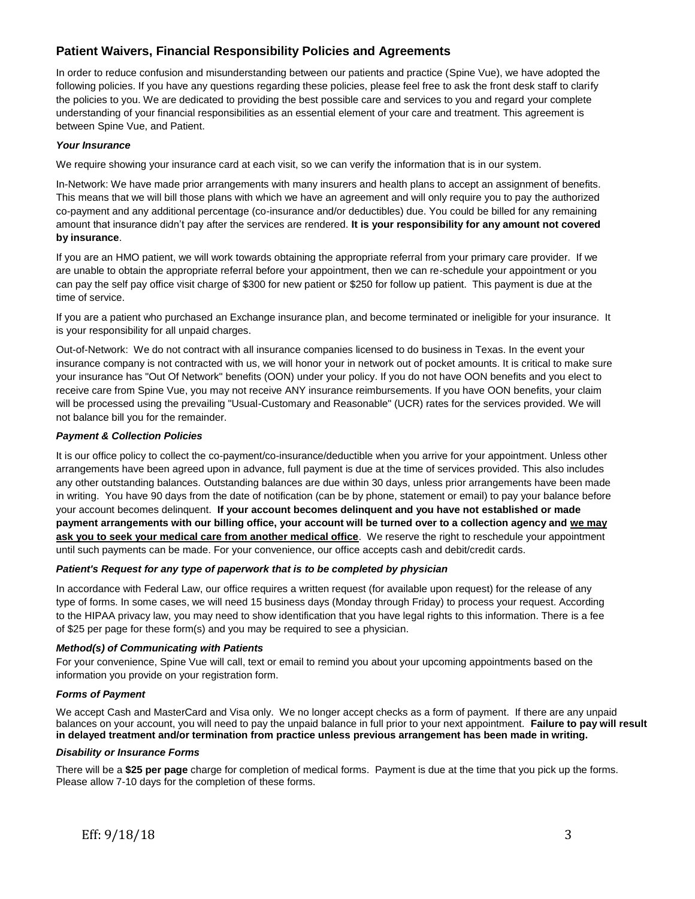## Patient Waivers, Financial Responsibility Policies and Agreements

In order to reduce confusion and misunderstanding between our patients and practice (Spine Vue), we have adopted the following policies. If you have any questions regarding these policies, please feel free to ask the front desk staff to clarify the policies to you. We are dedicated to providing the best possible care and services to you and regard your complete understanding of your financial responsibilities as an essential element of your care and treatment. This agreement is between Spine Vue, and Patient.

### *Your Insurance*

We require showing your insurance card at each visit, so we can verify the information that is in our system.

In-Network: We have made prior arrangements with many insurers and health plans to accept an assignment of benefits. This means that we will bill those plans with which we have an agreement and will only require you to pay the authorized co-payment and any additional percentage (co-insurance and/or deductibles) due. You could be billed for any remaining amount that insurance didn't pay after the services are rendered. **It is your responsibility for any amount not covered by insurance**.

If you are an HMO patient, we will work towards obtaining the appropriate referral from your primary care provider. If we are unable to obtain the appropriate referral before your appointment, then we can re-schedule your appointment or you can pay the self pay office visit charge of $300 for new patient or $250 for follow up patient. This payment is due at the time of service.

If you are a patient who purchased an Exchange insurance plan, and become terminated or ineligible for your insurance. It is your responsibility for all unpaid charges.

Out-of-Network: We do not contract with all insurance companies licensed to do business in Texas. In the event your insurance company is not contracted with us, we will honor your in network out of pocket amounts. It is critical to make sure your insurance has "Out Of Network" benefits (OON) under your policy. If you do not have OON benefits and you elect to receive care from Spine Vue, you may not receive ANY insurance reimbursements. If you have OON benefits, your claim will be processed using the prevailing "Usual-Customary and Reasonable" (UCR) rates for the services provided. We will not balance bill you for the remainder.

### *Payment & Collection Policies*

It is our office policy to collect the co-payment/co-insurance/deductible when you arrive for your appointment. Unless other arrangements have been agreed upon in advance, full payment is due at the time of services provided. This also includes any other outstanding balances. Outstanding balances are due within 30 days, unless prior arrangements have been made in writing. You have 90 days from the date of notification (can be by phone, statement or email) to pay your balance before your account becomes delinquent. **If your account becomes delinquent and you have not established or made payment arrangements with our billing office, your account will be turned over to a collection agency and <u>we may ask you to seek your medical care from another medical office</u>**. We reserve the right to reschedule your appointment until such payments can be made. For your convenience, our office accepts cash and debit/credit cards.

### *Patient's Request for any type of paperwork that is to be completed by physician*

In accordance with Federal Law, our office requires a written request (for available upon request) for the release of any type of forms. In some cases, we will need 15 business days (Monday through Friday) to process your request. According to the HIPAA privacy law, you may need to show identification that you have legal rights to this information. There is a fee of $25 per page for these form(s) and you may be required to see a physician.

### *Method(s) of Communicating with Patients*

For your convenience, Spine Vue will call, text or email to remind you about your upcoming appointments based on the information you provide on your registration form.

### *Forms of Payment*

We accept Cash and MasterCard and Visa only. We no longer accept checks as a form of payment. If there are any unpaid balances on your account, you will need to pay the unpaid balance in full prior to your next appointment. **Failure to pay will result in delayed treatment and/or termination from practice unless previous arrangement has been made in writing.**

### *Disability or Insurance Forms*

There will be a **$25 per page** charge for completion of medical forms. Payment is due at the time that you pick up the forms. Please allow 7-10 days for the completion of these forms.

Eff: 9/18/18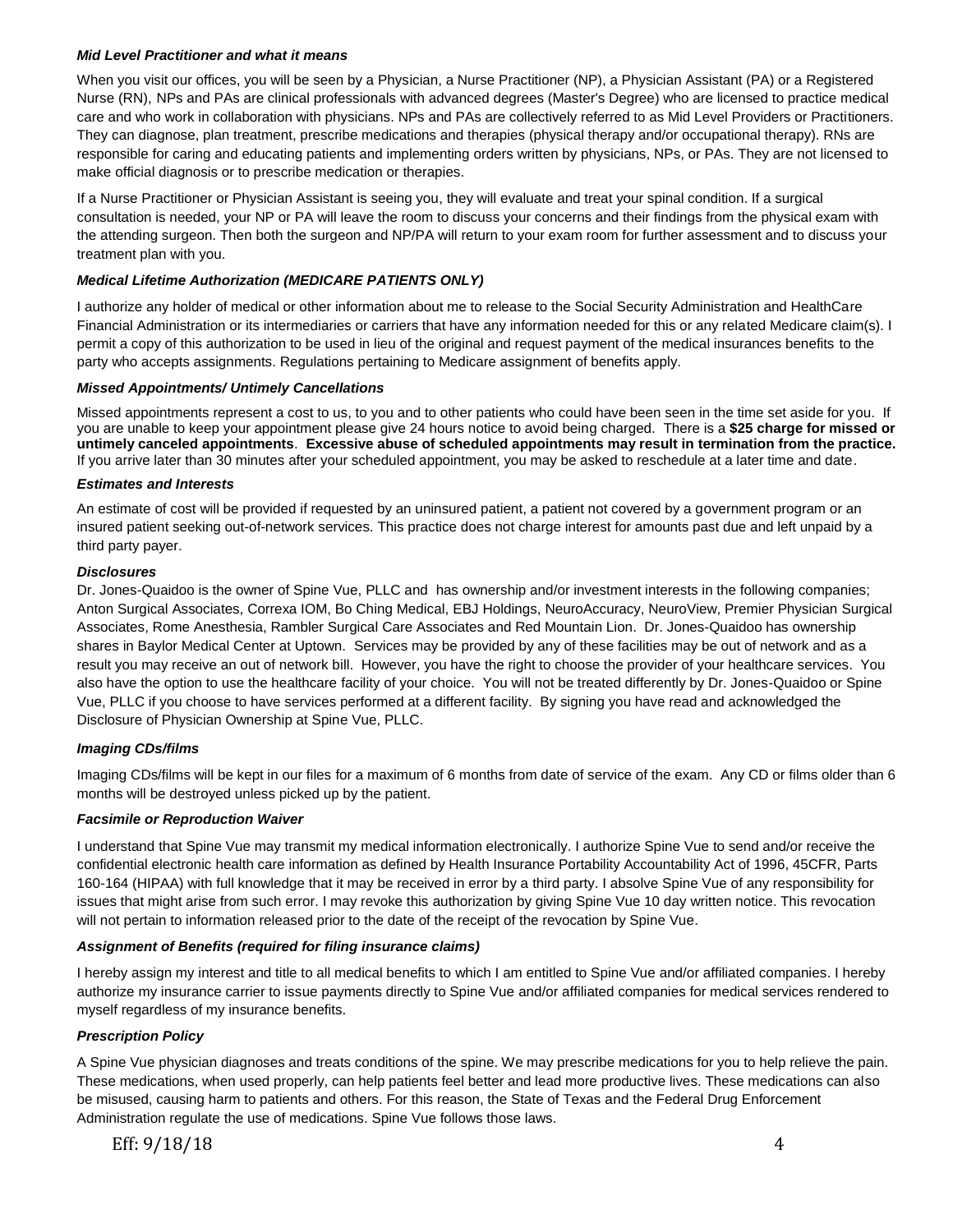***Mid Level Practitioner and what it means***

When you visit our offices, you will be seen by a Physician, a Nurse Practitioner (NP), a Physician Assistant (PA) or a Registered Nurse (RN), NPs and PAs are clinical professionals with advanced degrees (Master's Degree) who are licensed to practice medical care and who work in collaboration with physicians. NPs and PAs are collectively referred to as Mid Level Providers or Practitioners. They can diagnose, plan treatment, prescribe medications and therapies (physical therapy and/or occupational therapy). RNs are responsible for caring and educating patients and implementing orders written by physicians, NPs, or PAs. They are not licensed to make official diagnosis or to prescribe medication or therapies.

If a Nurse Practitioner or Physician Assistant is seeing you, they will evaluate and treat your spinal condition. If a surgical consultation is needed, your NP or PA will leave the room to discuss your concerns and their findings from the physical exam with the attending surgeon. Then both the surgeon and NP/PA will return to your exam room for further assessment and to discuss your treatment plan with you.

***Medical Lifetime Authorization (MEDICARE PATIENTS ONLY)***

I authorize any holder of medical or other information about me to release to the Social Security Administration and HealthCare Financial Administration or its intermediaries or carriers that have any information needed for this or any related Medicare claim(s). I permit a copy of this authorization to be used in lieu of the original and request payment of the medical insurances benefits to the party who accepts assignments. Regulations pertaining to Medicare assignment of benefits apply.

***Missed Appointments/ Untimely Cancellations***

Missed appointments represent a cost to us, to you and to other patients who could have been seen in the time set aside for you. If you are unable to keep your appointment please give 24 hours notice to avoid being charged. There is a **$25 charge for missed or untimely canceled appointments**. **Excessive abuse of scheduled appointments may result in termination from the practice.** If you arrive later than 30 minutes after your scheduled appointment, you may be asked to reschedule at a later time and date.

***Estimates and Interests***

An estimate of cost will be provided if requested by an uninsured patient, a patient not covered by a government program or an insured patient seeking out-of-network services. This practice does not charge interest for amounts past due and left unpaid by a third party payer.

***Disclosures***

Dr. Jones-Quaidoo is the owner of Spine Vue, PLLC and has ownership and/or investment interests in the following companies; Anton Surgical Associates, Correxa IOM, Bo Ching Medical, EBJ Holdings, NeuroAccuracy, NeuroView, Premier Physician Surgical Associates, Rome Anesthesia, Rambler Surgical Care Associates and Red Mountain Lion. Dr. Jones-Quaidoo has ownership shares in Baylor Medical Center at Uptown. Services may be provided by any of these facilities may be out of network and as a result you may receive an out of network bill. However, you have the right to choose the provider of your healthcare services. You also have the option to use the healthcare facility of your choice. You will not be treated differently by Dr. Jones-Quaidoo or Spine Vue, PLLC if you choose to have services performed at a different facility. By signing you have read and acknowledged the Disclosure of Physician Ownership at Spine Vue, PLLC.

***Imaging CDs/films***

Imaging CDs/films will be kept in our files for a maximum of 6 months from date of service of the exam. Any CD or films older than 6 months will be destroyed unless picked up by the patient.

***Facsimile or Reproduction Waiver***

I understand that Spine Vue may transmit my medical information electronically. I authorize Spine Vue to send and/or receive the confidential electronic health care information as defined by Health Insurance Portability Accountability Act of 1996, 45CFR, Parts 160-164 (HIPAA) with full knowledge that it may be received in error by a third party. I absolve Spine Vue of any responsibility for issues that might arise from such error. I may revoke this authorization by giving Spine Vue 10 day written notice. This revocation will not pertain to information released prior to the date of the receipt of the revocation by Spine Vue.

***Assignment of Benefits (required for filing insurance claims)***

I hereby assign my interest and title to all medical benefits to which I am entitled to Spine Vue and/or affiliated companies. I hereby authorize my insurance carrier to issue payments directly to Spine Vue and/or affiliated companies for medical services rendered to myself regardless of my insurance benefits.

***Prescription Policy***

A Spine Vue physician diagnoses and treats conditions of the spine. We may prescribe medications for you to help relieve the pain. These medications, when used properly, can help patients feel better and lead more productive lives. These medications can also be misused, causing harm to patients and others. For this reason, the State of Texas and the Federal Drug Enforcement Administration regulate the use of medications. Spine Vue follows those laws.

Eff: 9/18/18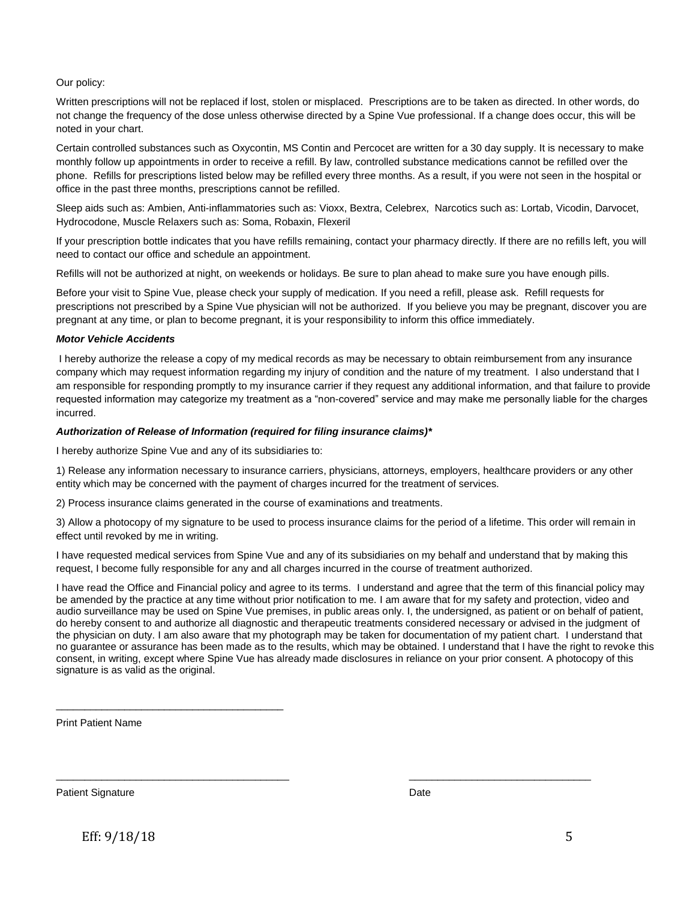Our policy:

Written prescriptions will not be replaced if lost, stolen or misplaced. Prescriptions are to be taken as directed. In other words, do not change the frequency of the dose unless otherwise directed by a Spine Vue professional. If a change does occur, this will be noted in your chart.

Certain controlled substances such as Oxycontin, MS Contin and Percocet are written for a 30 day supply. It is necessary to make monthly follow up appointments in order to receive a refill. By law, controlled substance medications cannot be refilled over the phone. Refills for prescriptions listed below may be refilled every three months. As a result, if you were not seen in the hospital or office in the past three months, prescriptions cannot be refilled.

Sleep aids such as: Ambien, Anti-inflammatories such as: Vioxx, Bextra, Celebrex, Narcotics such as: Lortab, Vicodin, Darvocet, Hydrocodone, Muscle Relaxers such as: Soma, Robaxin, Flexeril

If your prescription bottle indicates that you have refills remaining, contact your pharmacy directly. If there are no refills left, you will need to contact our office and schedule an appointment.

Refills will not be authorized at night, on weekends or holidays. Be sure to plan ahead to make sure you have enough pills.

Before your visit to Spine Vue, please check your supply of medication. If you need a refill, please ask. Refill requests for prescriptions not prescribed by a Spine Vue physician will not be authorized. If you believe you may be pregnant, discover you are pregnant at any time, or plan to become pregnant, it is your responsibility to inform this office immediately.

***Motor Vehicle Accidents***

I hereby authorize the release a copy of my medical records as may be necessary to obtain reimbursement from any insurance company which may request information regarding my injury of condition and the nature of my treatment. I also understand that I am responsible for responding promptly to my insurance carrier if they request any additional information, and that failure to provide requested information may categorize my treatment as a "non-covered" service and may make me personally liable for the charges incurred.

***Authorization of Release of Information (required for filing insurance claims)****

I hereby authorize Spine Vue and any of its subsidiaries to:

1) Release any information necessary to insurance carriers, physicians, attorneys, employers, healthcare providers or any other entity which may be concerned with the payment of charges incurred for the treatment of services.

2) Process insurance claims generated in the course of examinations and treatments.

3) Allow a photocopy of my signature to be used to process insurance claims for the period of a lifetime. This order will remain in effect until revoked by me in writing.

I have requested medical services from Spine Vue and any of its subsidiaries on my behalf and understand that by making this request, I become fully responsible for any and all charges incurred in the course of treatment authorized.

I have read the Office and Financial policy and agree to its terms. I understand and agree that the term of this financial policy may be amended by the practice at any time without prior notification to me. I am aware that for my safety and protection, video and audio surveillance may be used on Spine Vue premises, in public areas only. I, the undersigned, as patient or on behalf of patient, do hereby consent to and authorize all diagnostic and therapeutic treatments considered necessary or advised in the judgment of the physician on duty. I am also aware that my photograph may be taken for documentation of my patient chart. I understand that no guarantee or assurance has been made as to the results, which may be obtained. I understand that I have the right to revoke this consent, in writing, except where Spine Vue has already made disclosures in reliance on your prior consent. A photocopy of this signature is as valid as the original.

\_\_\_\_\_\_\_\_\_\_\_\_\_\_\_\_\_\_\_\_\_\_\_\_\_\_\_\_\_\_\_\_\_\_\_\_\_\_\_\_

Print Patient Name

\_\_\_\_\_\_\_\_\_\_\_\_\_\_\_\_\_\_\_\_\_\_\_\_\_\_\_\_\_\_\_\_\_\_\_\_\_\_\_\_ \_\_\_\_\_\_\_\_\_\_\_\_\_\_\_\_\_\_\_\_\_\_\_\_\_\_\_\_\_\_\_\_

Patient Signature Date

Eff: 9/18/18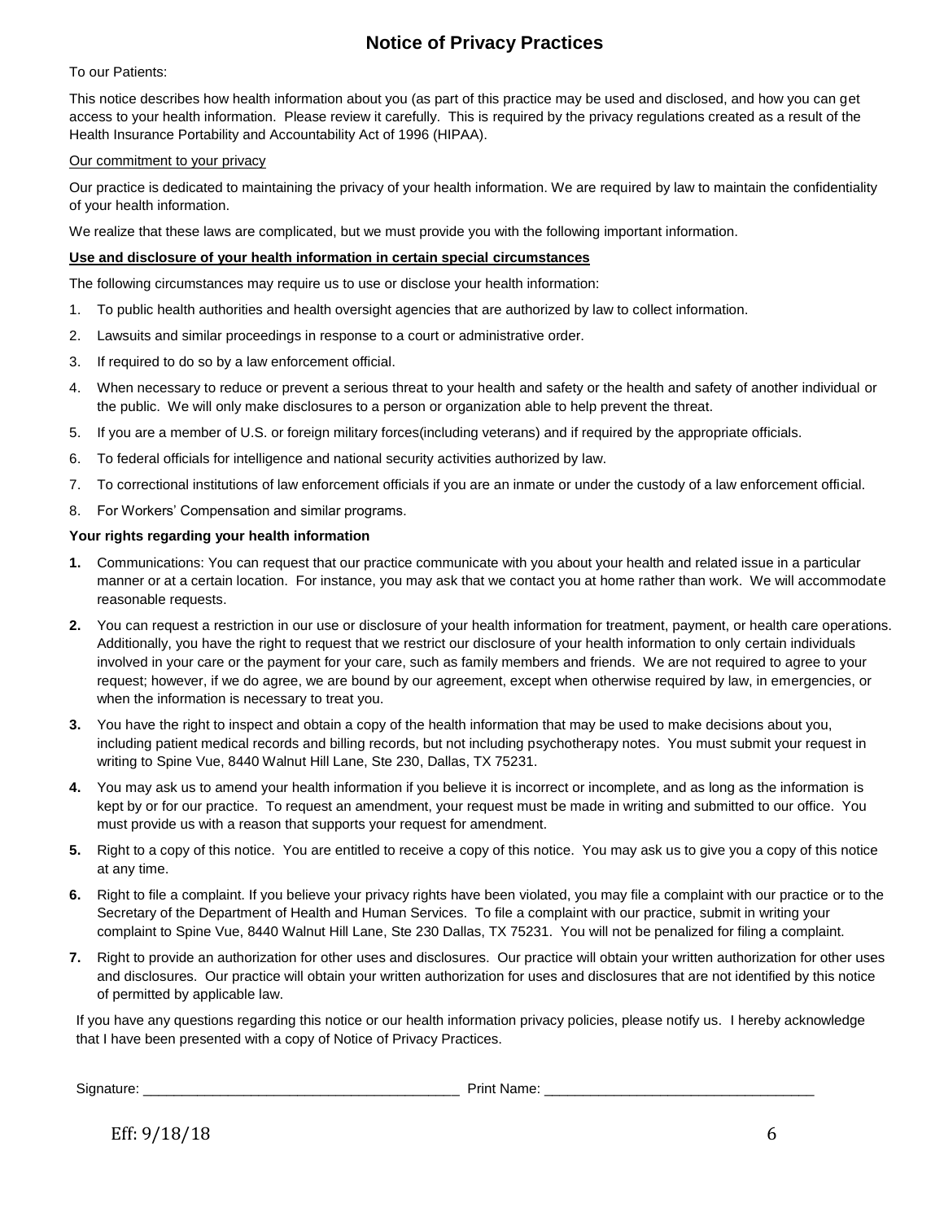# Notice of Privacy Practices

To our Patients:

This notice describes how health information about you (as part of this practice may be used and disclosed, and how you can get access to your health information. Please review it carefully. This is required by the privacy regulations created as a result of the Health Insurance Portability and Accountability Act of 1996 (HIPAA).

Our commitment to your privacy

Our practice is dedicated to maintaining the privacy of your health information. We are required by law to maintain the confidentiality of your health information.

We realize that these laws are complicated, but we must provide you with the following important information.

**Use and disclosure of your health information in certain special circumstances**

The following circumstances may require us to use or disclose your health information:

1. To public health authorities and health oversight agencies that are authorized by law to collect information.
2. Lawsuits and similar proceedings in response to a court or administrative order.
3. If required to do so by a law enforcement official.
4. When necessary to reduce or prevent a serious threat to your health and safety or the health and safety of another individual or the public. We will only make disclosures to a person or organization able to help prevent the threat.
5. If you are a member of U.S. or foreign military forces(including veterans) and if required by the appropriate officials.
6. To federal officials for intelligence and national security activities authorized by law.
7. To correctional institutions of law enforcement officials if you are an inmate or under the custody of a law enforcement official.
8. For Workers' Compensation and similar programs.

**Your rights regarding your health information**

1. Communications: You can request that our practice communicate with you about your health and related issue in a particular manner or at a certain location. For instance, you may ask that we contact you at home rather than work. We will accommodate reasonable requests.
2. You can request a restriction in our use or disclosure of your health information for treatment, payment, or health care operations. Additionally, you have the right to request that we restrict our disclosure of your health information to only certain individuals involved in your care or the payment for your care, such as family members and friends. We are not required to agree to your request; however, if we do agree, we are bound by our agreement, except when otherwise required by law, in emergencies, or when the information is necessary to treat you.
3. You have the right to inspect and obtain a copy of the health information that may be used to make decisions about you, including patient medical records and billing records, but not including psychotherapy notes. You must submit your request in writing to Spine Vue, 8440 Walnut Hill Lane, Ste 230, Dallas, TX 75231.
4. You may ask us to amend your health information if you believe it is incorrect or incomplete, and as long as the information is kept by or for our practice. To request an amendment, your request must be made in writing and submitted to our office. You must provide us with a reason that supports your request for amendment.
5. Right to a copy of this notice. You are entitled to receive a copy of this notice. You may ask us to give you a copy of this notice at any time.
6. Right to file a complaint. If you believe your privacy rights have been violated, you may file a complaint with our practice or to the Secretary of the Department of Health and Human Services. To file a complaint with our practice, submit in writing your complaint to Spine Vue, 8440 Walnut Hill Lane, Ste 230 Dallas, TX 75231. You will not be penalized for filing a complaint.
7. Right to provide an authorization for other uses and disclosures. Our practice will obtain your written authorization for other uses and disclosures. Our practice will obtain your written authorization for uses and disclosures that are not identified by this notice of permitted by applicable law.

If you have any questions regarding this notice or our health information privacy policies, please notify us. I hereby acknowledge that I have been presented with a copy of Notice of Privacy Practices.

Signature: ________________________________________ Print Name: __________________________________

Eff: 9/18/18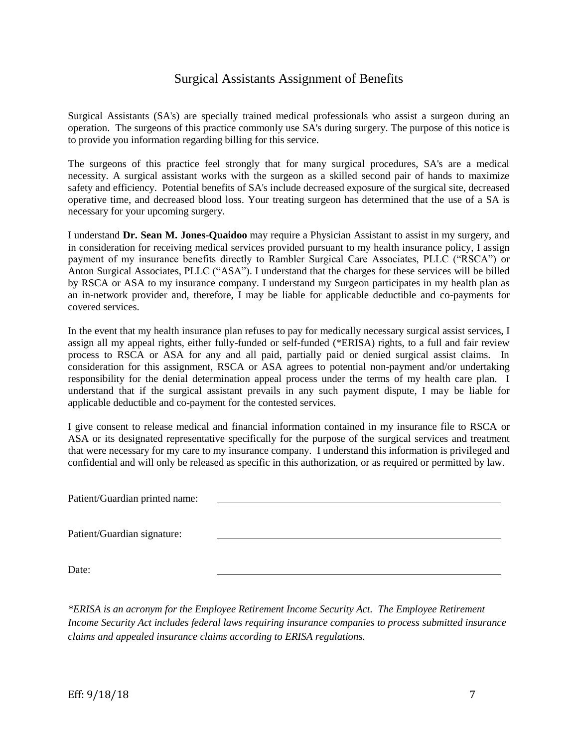# Surgical Assistants Assignment of Benefits

Surgical Assistants (SA's) are specially trained medical professionals who assist a surgeon during an operation. The surgeons of this practice commonly use SA's during surgery. The purpose of this notice is to provide you information regarding billing for this service.

The surgeons of this practice feel strongly that for many surgical procedures, SA's are a medical necessity. A surgical assistant works with the surgeon as a skilled second pair of hands to maximize safety and efficiency. Potential benefits of SA's include decreased exposure of the surgical site, decreased operative time, and decreased blood loss. Your treating surgeon has determined that the use of a SA is necessary for your upcoming surgery.

I understand **Dr. Sean M. Jones-Quaidoo** may require a Physician Assistant to assist in my surgery, and in consideration for receiving medical services provided pursuant to my health insurance policy, I assign payment of my insurance benefits directly to Rambler Surgical Care Associates, PLLC ("RSCA") or Anton Surgical Associates, PLLC ("ASA"). I understand that the charges for these services will be billed by RSCA or ASA to my insurance company. I understand my Surgeon participates in my health plan as an in-network provider and, therefore, I may be liable for applicable deductible and co-payments for covered services.

In the event that my health insurance plan refuses to pay for medically necessary surgical assist services, I assign all my appeal rights, either fully-funded or self-funded (*ERISA) rights, to a full and fair review process to RSCA or ASA for any and all paid, partially paid or denied surgical assist claims. In consideration for this assignment, RSCA or ASA agrees to potential non-payment and/or undertaking responsibility for the denial determination appeal process under the terms of my health care plan. I understand that if the surgical assistant prevails in any such payment dispute, I may be liable for applicable deductible and co-payment for the contested services.

I give consent to release medical and financial information contained in my insurance file to RSCA or ASA or its designated representative specifically for the purpose of the surgical services and treatment that were necessary for my care to my insurance company. I understand this information is privileged and confidential and will only be released as specific in this authorization, or as required or permitted by law.

Patient/Guardian printed name: ______________________________

Patient/Guardian signature: ______________________________

Date: ______________________________

*\*ERISA is an acronym for the Employee Retirement Income Security Act. The Employee Retirement Income Security Act includes federal laws requiring insurance companies to process submitted insurance claims and appealed insurance claims according to ERISA regulations.*

Eff: 9/18/18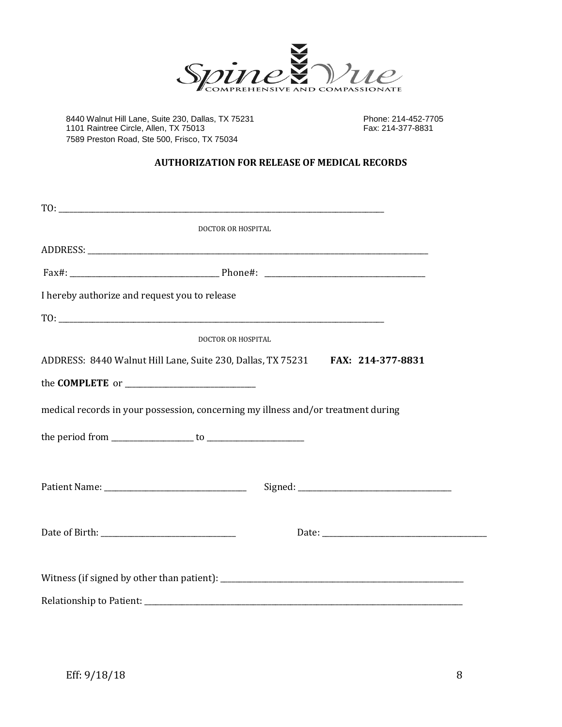SpineVue
COMPREHENSIVE AND COMPASSIONATE

8440 Walnut Hill Lane, Suite 230, Dallas, TX 75231
1101 Raintree Circle, Allen, TX 75013
7589 Preston Road, Ste 500, Frisco, TX 75034

Phone: 214-452-7705
Fax: 214-377-8831

**AUTHORIZATION FOR RELEASE OF MEDICAL RECORDS**

TO: ___________________________________________________________________________

DOCTOR OR HOSPITAL

ADDRESS: ______________________________________________________________________

Fax#: ______________________________ Phone#: ________________________________

I hereby authorize and request you to release

TO: ___________________________________________________________________________

DOCTOR OR HOSPITAL

ADDRESS: 8440 Walnut Hill Lane, Suite 230, Dallas, TX 75231 **FAX: 214-377-8831**

the **COMPLETE** or ___________________________

medical records in your possession, concerning my illness and/or treatment during

the period from ________________ to ____________________

Patient Name: ______________________________ Signed: _______________________________

Date of Birth: ____________________________ Date: __________________________________

Witness (if signed by other than patient): _______________________________________________

Relationship to Patient: ______________________________________________________________

Eff: 9/18/18